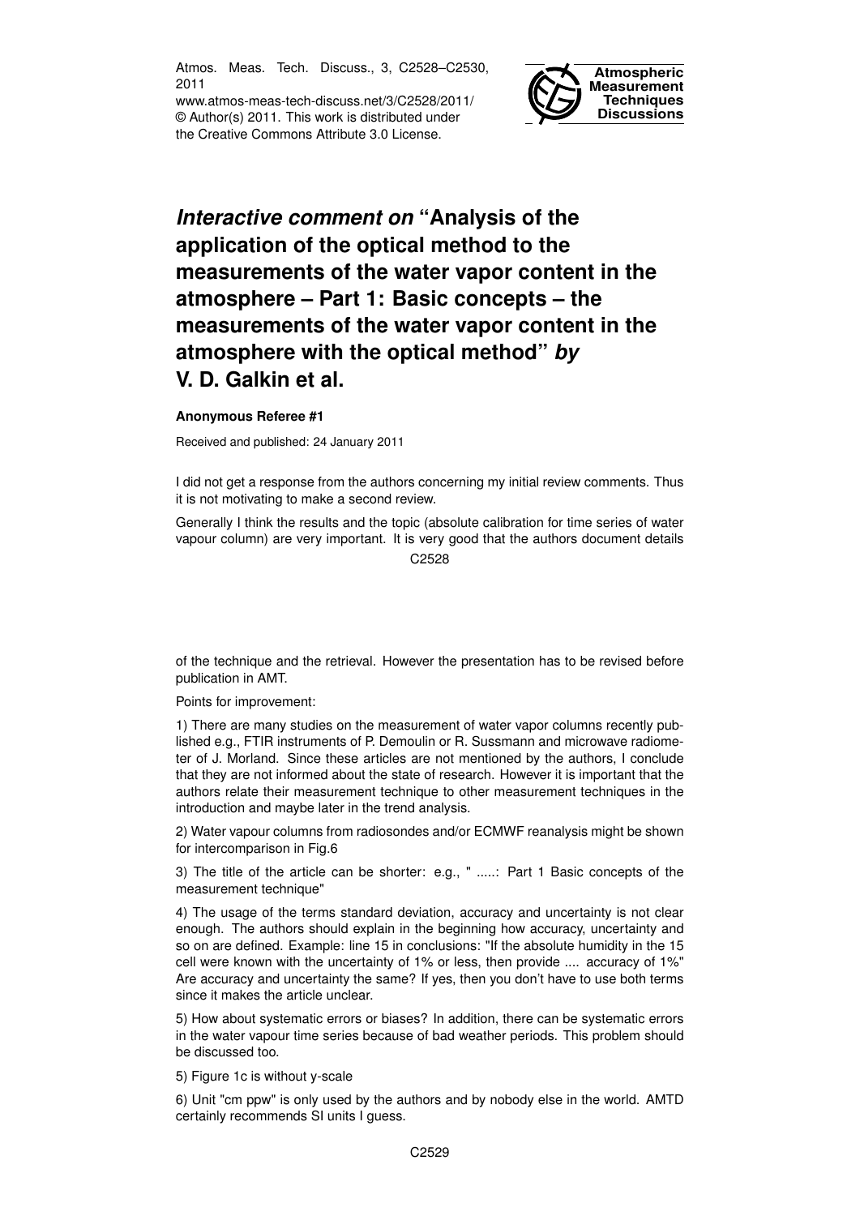Atmos. Meas. Tech. Discuss., 3, C2528–C2530, 2011
www.atmos-meas-tech-discuss.net/3/C2528/2011/
© Author(s) 2011. This work is distributed under the Creative Commons Attribute 3.0 License.

# *Interactive comment on* "Analysis of the application of the optical method to the measurements of the water vapor content in the atmosphere – Part 1: Basic concepts – the measurements of the water vapor content in the atmosphere with the optical method" *by* V. D. Galkin et al.

**Anonymous Referee #1**

Received and published: 24 January 2011

I did not get a response from the authors concerning my initial review comments. Thus it is not motivating to make a second review.

Generally I think the results and the topic (absolute calibration for time series of water vapour column) are very important. It is very good that the authors document details of the technique and the retrieval. However the presentation has to be revised before publication in AMT.

Points for improvement:

1) There are many studies on the measurement of water vapor columns recently published e.g., FTIR instruments of P. Demoulin or R. Sussmann and microwave radiometer of J. Morland. Since these articles are not mentioned by the authors, I conclude that they are not informed about the state of research. However it is important that the authors relate their measurement technique to other measurement techniques in the introduction and maybe later in the trend analysis.

2) Water vapour columns from radiosondes and/or ECMWF reanalysis might be shown for intercomparison in Fig.6

3) The title of the article can be shorter: e.g., " .....: Part 1 Basic concepts of the measurement technique"

4) The usage of the terms standard deviation, accuracy and uncertainty is not clear enough. The authors should explain in the beginning how accuracy, uncertainty and so on are defined. Example: line 15 in conclusions: "If the absolute humidity in the 15 cell were known with the uncertainty of 1% or less, then provide .... accuracy of 1%" Are accuracy and uncertainty the same? If yes, then you don't have to use both terms since it makes the article unclear.

5) How about systematic errors or biases? In addition, there can be systematic errors in the water vapour time series because of bad weather periods. This problem should be discussed too.

5) Figure 1c is without y-scale

6) Unit "cm ppw" is only used by the authors and by nobody else in the world. AMTD certainly recommends SI units I guess.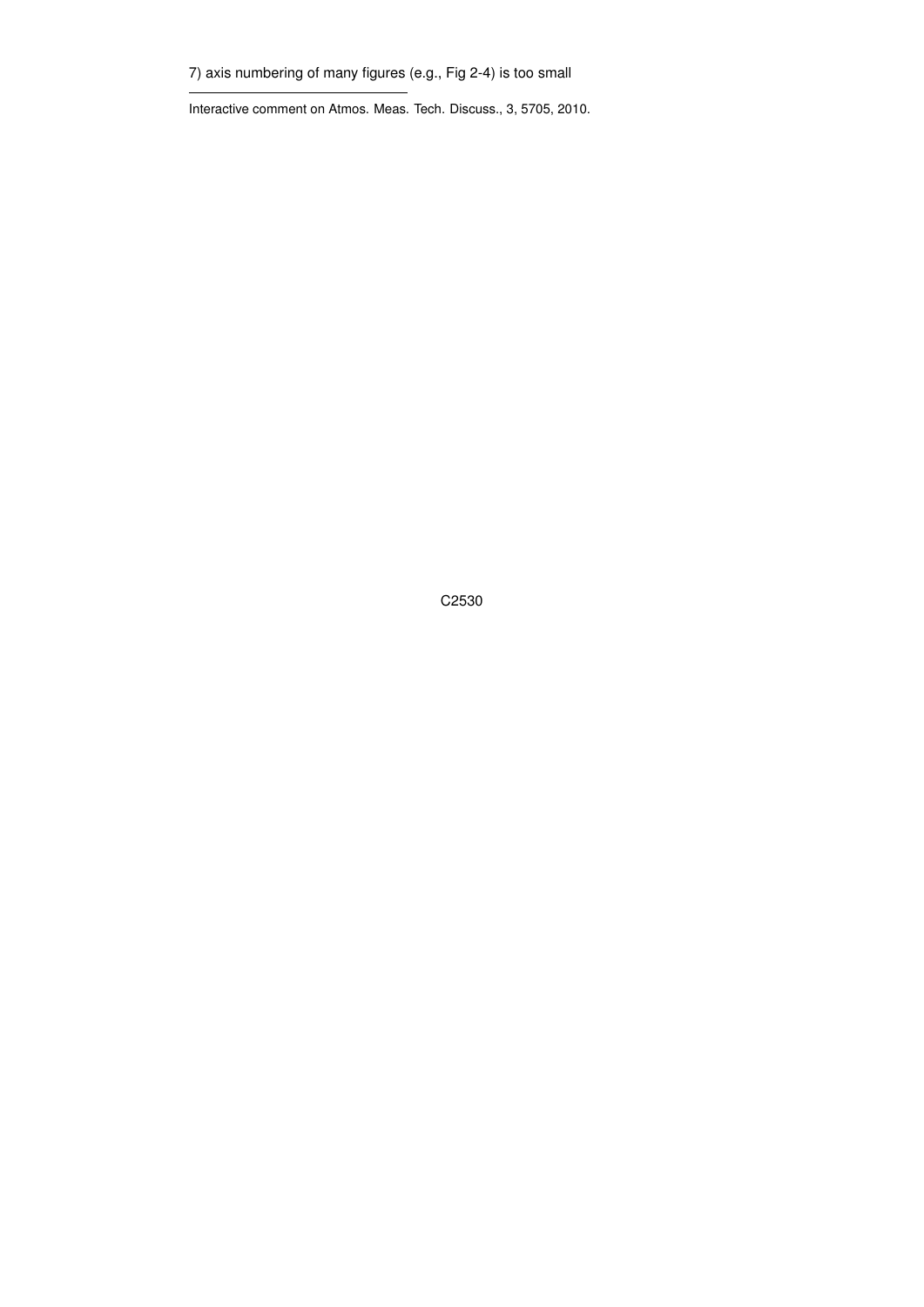7) axis numbering of many figures (e.g., Fig 2-4) is too small

Interactive comment on Atmos. Meas. Tech. Discuss., 3, 5705, 2010.